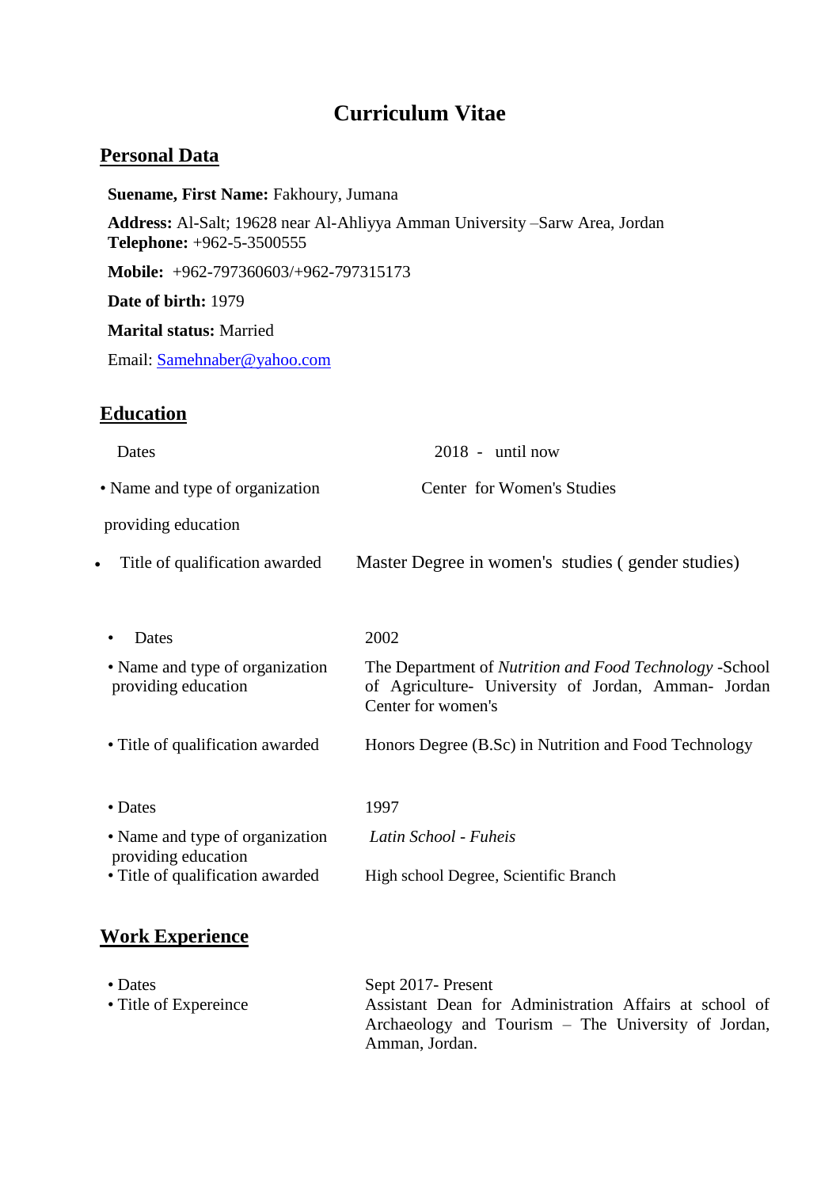# Curriculum Vitae

## Personal Data

**Suename, First Name:** Fakhoury, Jumana

**Address:** Al-Salt; 19628 near Al-Ahliyya Amman University –Sarw Area, Jordan
**Telephone:** +962-5-3500555

**Mobile:** +962-797360603/+962-797315173

**Date of birth:** 1979

**Marital status:** Married

Email: Samehnaber@yahoo.com

## Education

| | |
|---|---|
| Dates | 2018 - until now |
| • Name and type of organization providing education | Center for Women's Studies |
| • Title of qualification awarded | Master Degree in women's studies ( gender studies) |

| | |
|---|---|
| • Dates | 2002 |
| • Name and type of organization providing education | The Department of *Nutrition and Food Technology* -School of Agriculture- University of Jordan, Amman- Jordan Center for women's |
| • Title of qualification awarded | Honors Degree (B.Sc) in Nutrition and Food Technology |

| | |
|---|---|
| • Dates | 1997 |
| • Name and type of organization providing education | *Latin School - Fuheis* |
| • Title of qualification awarded | High school Degree, Scientific Branch |

## Work Experience

| | |
|---|---|
| • Dates | Sept 2017- Present |
| • Title of Expereince | Assistant Dean for Administration Affairs at school of Archaeology and Tourism – The University of Jordan, Amman, Jordan. |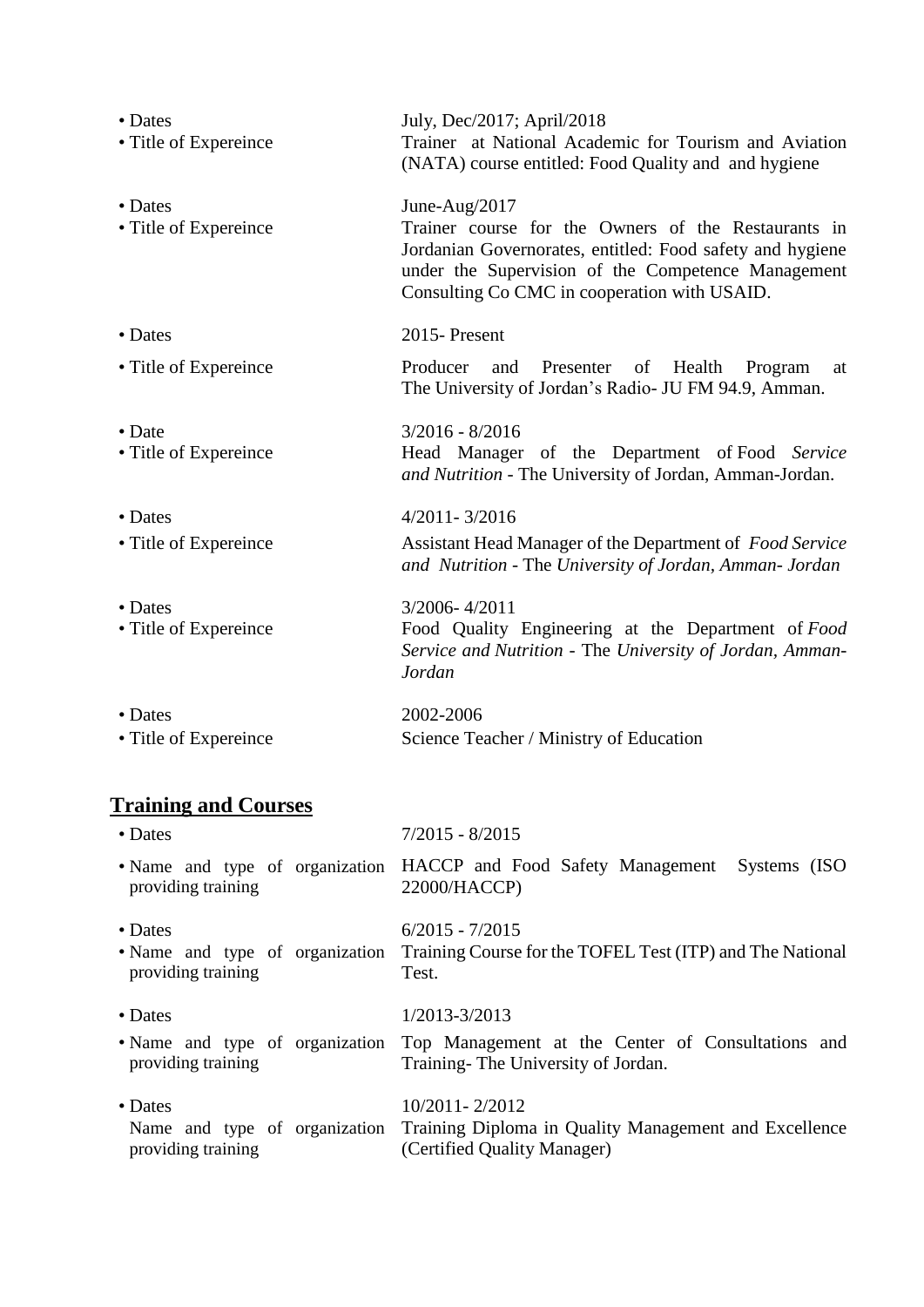- Dates: July, Dec/2017; April/2018
- Title of Expereince: Trainer at National Academic for Tourism and Aviation (NATA) course entitled: Food Quality and and hygiene

- Dates: June-Aug/2017
- Title of Expereince: Trainer course for the Owners of the Restaurants in Jordanian Governorates, entitled: Food safety and hygiene under the Supervision of the Competence Management Consulting Co CMC in cooperation with USAID.

- Dates: 2015- Present
- Title of Expereince: Producer and Presenter of Health Program at The University of Jordan's Radio- JU FM 94.9, Amman.

- Date: 3/2016 - 8/2016
- Title of Expereince: Head Manager of the Department of Food *Service and Nutrition* - The University of Jordan, Amman-Jordan.

- Dates: 4/2011- 3/2016
- Title of Expereince: Assistant Head Manager of the Department of *Food Service and Nutrition* - The *University of Jordan, Amman- Jordan*

- Dates: 3/2006- 4/2011
- Title of Expereince: Food Quality Engineering at the Department of *Food Service and Nutrition* - The *University of Jordan, Amman-Jordan*

- Dates: 2002-2006
- Title of Expereince: Science Teacher / Ministry of Education

## Training and Courses

- Dates: 7/2015 - 8/2015
- Name and type of organization providing training: HACCP and Food Safety Management Systems (ISO 22000/HACCP)

- Dates: 6/2015 - 7/2015
- Name and type of organization providing training: Training Course for the TOFEL Test (ITP) and The National Test.

- Dates: 1/2013-3/2013
- Name and type of organization providing training: Top Management at the Center of Consultations and Training- The University of Jordan.

- Dates: 10/2011- 2/2012
- Name and type of organization providing training: Training Diploma in Quality Management and Excellence (Certified Quality Manager)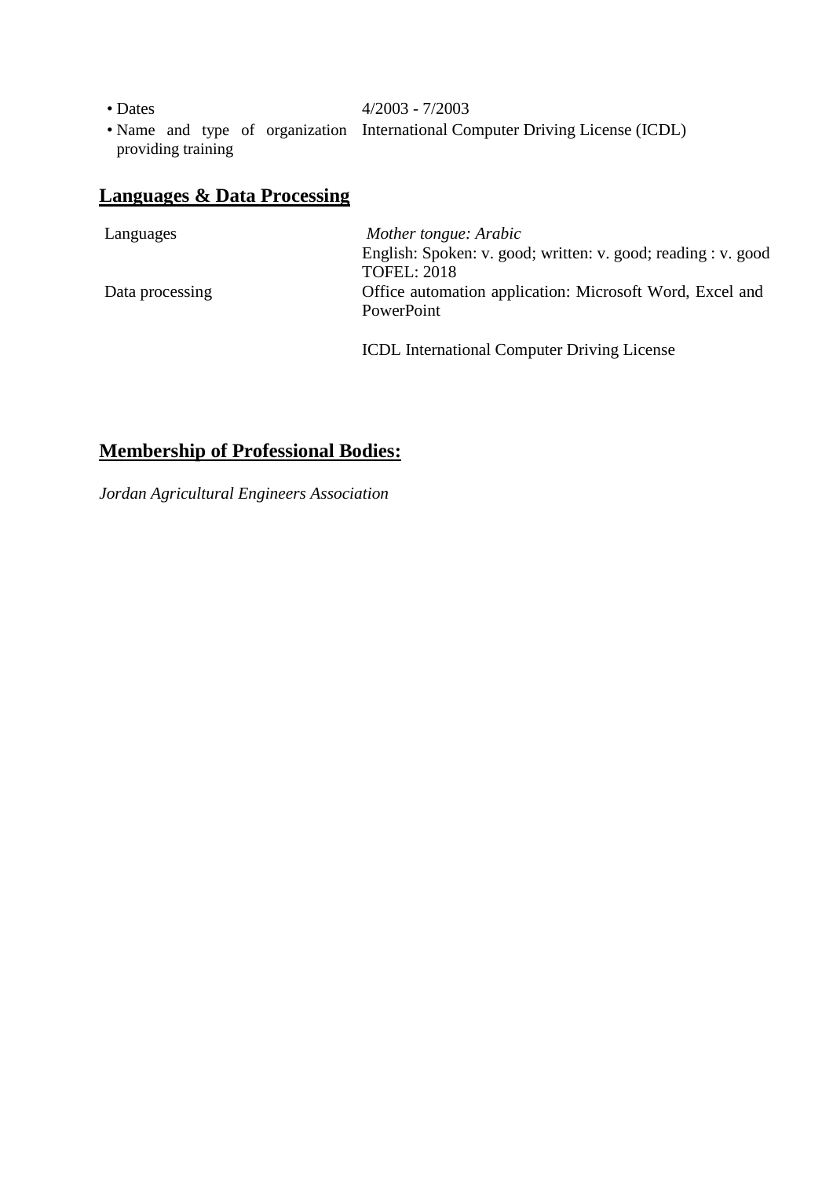| | |
|---|---|
| • Dates | 4/2003 - 7/2003 |
| • Name and type of organization providing training | International Computer Driving License (ICDL) |

## Languages & Data Processing

| | |
|---|---|
| Languages | *Mother tongue: Arabic*<br>English: Spoken: v. good; written: v. good; reading : v. good<br>TOFEL: 2018 |
| Data processing | Office automation application: Microsoft Word, Excel and PowerPoint<br><br>ICDL International Computer Driving License |

## Membership of Professional Bodies:

*Jordan Agricultural Engineers Association*